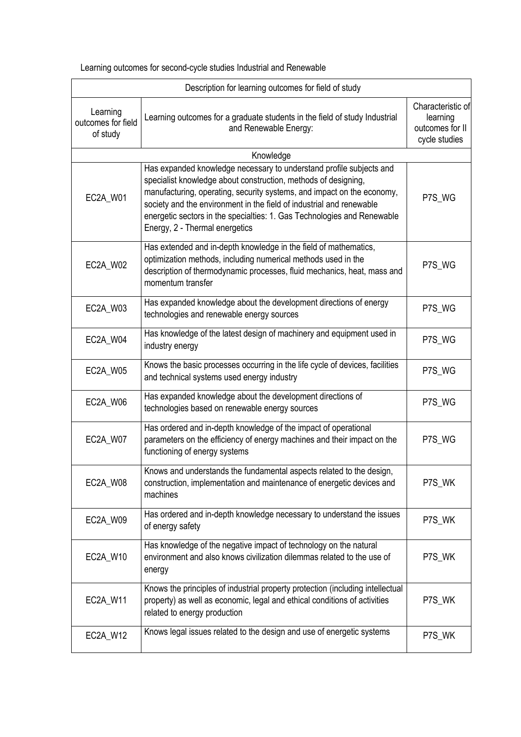Learning outcomes for second-cycle studies Industrial and Renewable

| Description for learning outcomes for field of study | | |
|---|---|---|
| Learning outcomes for field of study | Learning outcomes for a graduate students in the field of study Industrial and Renewable Energy: | Characteristic of learning outcomes for II cycle studies |
| Knowledge | | |
| EC2A_W01 | Has expanded knowledge necessary to understand profile subjects and specialist knowledge about construction, methods of designing, manufacturing, operating, security systems, and impact on the economy, society and the environment in the field of industrial and renewable energetic sectors in the specialties: 1. Gas Technologies and Renewable Energy, 2 - Thermal energetics | P7S_WG |
| EC2A_W02 | Has extended and in-depth knowledge in the field of mathematics, optimization methods, including numerical methods used in the description of thermodynamic processes, fluid mechanics, heat, mass and momentum transfer | P7S_WG |
| EC2A_W03 | Has expanded knowledge about the development directions of energy technologies and renewable energy sources | P7S_WG |
| EC2A_W04 | Has knowledge of the latest design of machinery and equipment used in industry energy | P7S_WG |
| EC2A_W05 | Knows the basic processes occurring in the life cycle of devices, facilities and technical systems used energy industry | P7S_WG |
| EC2A_W06 | Has expanded knowledge about the development directions of technologies based on renewable energy sources | P7S_WG |
| EC2A_W07 | Has ordered and in-depth knowledge of the impact of operational parameters on the efficiency of energy machines and their impact on the functioning of energy systems | P7S_WG |
| EC2A_W08 | Knows and understands the fundamental aspects related to the design, construction, implementation and maintenance of energetic devices and machines | P7S_WK |
| EC2A_W09 | Has ordered and in-depth knowledge necessary to understand the issues of energy safety | P7S_WK |
| EC2A_W10 | Has knowledge of the negative impact of technology on the natural environment and also knows civilization dilemmas related to the use of energy | P7S_WK |
| EC2A_W11 | Knows the principles of industrial property protection (including intellectual property) as well as economic, legal and ethical conditions of activities related to energy production | P7S_WK |
| EC2A_W12 | Knows legal issues related to the design and use of energetic systems | P7S_WK |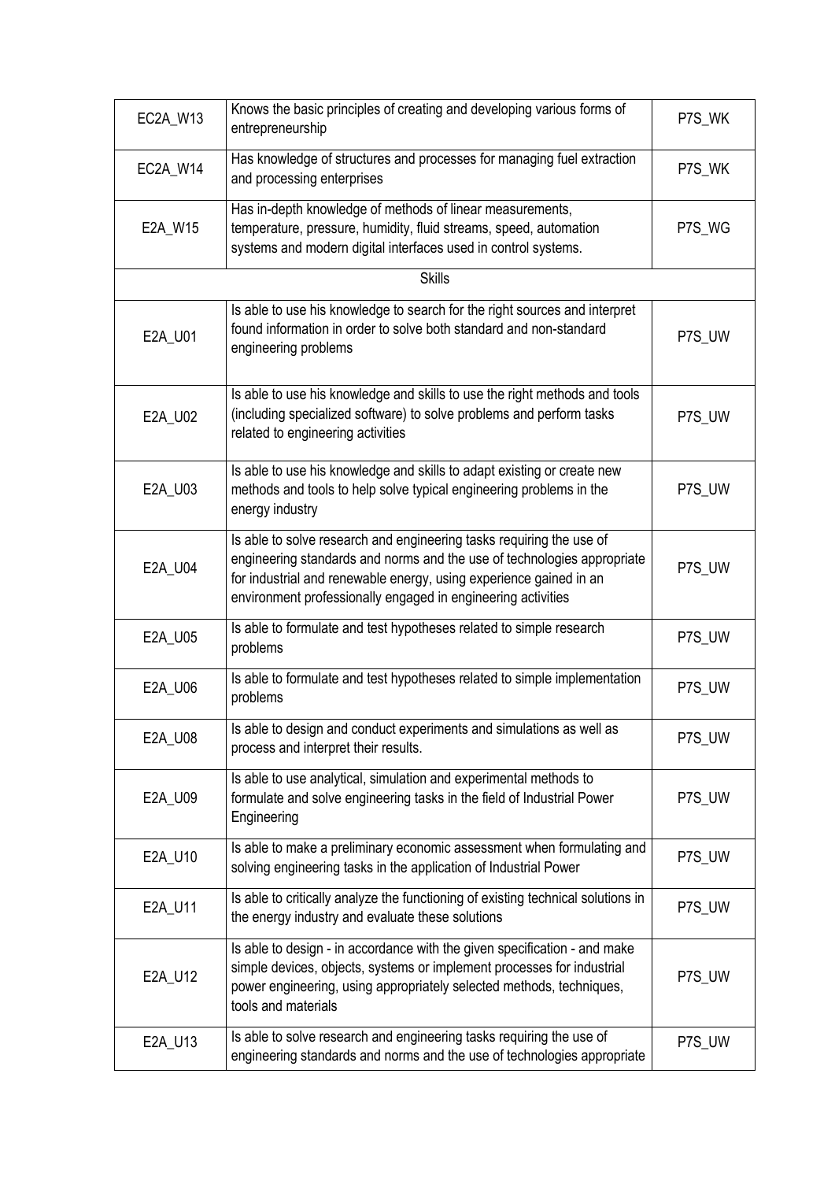| | | |
|---|---|---|
| EC2A_W13 | Knows the basic principles of creating and developing various forms of entrepreneurship | P7S_WK |
| EC2A_W14 | Has knowledge of structures and processes for managing fuel extraction and processing enterprises | P7S_WK |
| E2A_W15 | Has in-depth knowledge of methods of linear measurements, temperature, pressure, humidity, fluid streams, speed, automation systems and modern digital interfaces used in control systems. | P7S_WG |
| | Skills | |
| E2A_U01 | Is able to use his knowledge to search for the right sources and interpret found information in order to solve both standard and non-standard engineering problems | P7S_UW |
| E2A_U02 | Is able to use his knowledge and skills to use the right methods and tools (including specialized software) to solve problems and perform tasks related to engineering activities | P7S_UW |
| E2A_U03 | Is able to use his knowledge and skills to adapt existing or create new methods and tools to help solve typical engineering problems in the energy industry | P7S_UW |
| E2A_U04 | Is able to solve research and engineering tasks requiring the use of engineering standards and norms and the use of technologies appropriate for industrial and renewable energy, using experience gained in an environment professionally engaged in engineering activities | P7S_UW |
| E2A_U05 | Is able to formulate and test hypotheses related to simple research problems | P7S_UW |
| E2A_U06 | Is able to formulate and test hypotheses related to simple implementation problems | P7S_UW |
| E2A_U08 | Is able to design and conduct experiments and simulations as well as process and interpret their results. | P7S_UW |
| E2A_U09 | Is able to use analytical, simulation and experimental methods to formulate and solve engineering tasks in the field of Industrial Power Engineering | P7S_UW |
| E2A_U10 | Is able to make a preliminary economic assessment when formulating and solving engineering tasks in the application of Industrial Power | P7S_UW |
| E2A_U11 | Is able to critically analyze the functioning of existing technical solutions in the energy industry and evaluate these solutions | P7S_UW |
| E2A_U12 | Is able to design - in accordance with the given specification - and make simple devices, objects, systems or implement processes for industrial power engineering, using appropriately selected methods, techniques, tools and materials | P7S_UW |
| E2A_U13 | Is able to solve research and engineering tasks requiring the use of engineering standards and norms and the use of technologies appropriate | P7S_UW |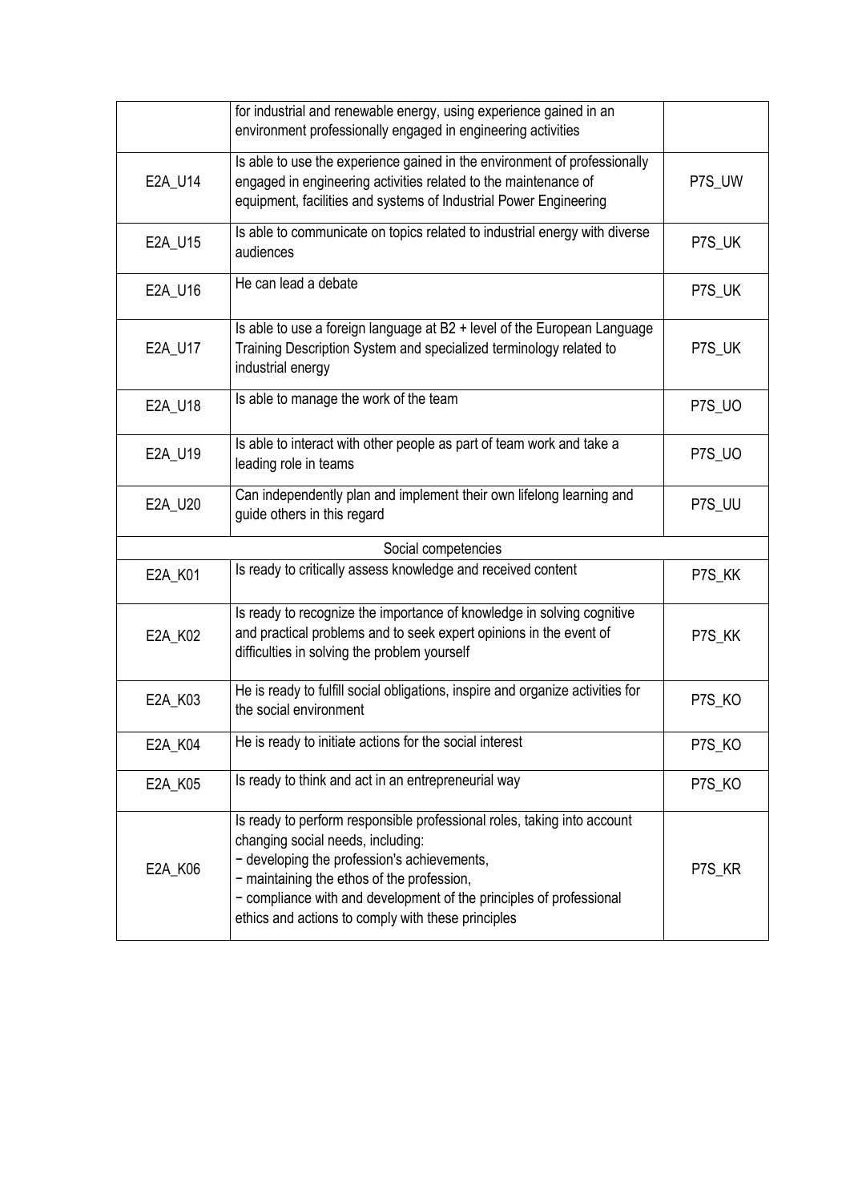| | | |
|---|---|---|
| | for industrial and renewable energy, using experience gained in an environment professionally engaged in engineering activities | |
| E2A_U14 | Is able to use the experience gained in the environment of professionally engaged in engineering activities related to the maintenance of equipment, facilities and systems of Industrial Power Engineering | P7S_UW |
| E2A_U15 | Is able to communicate on topics related to industrial energy with diverse audiences | P7S_UK |
| E2A_U16 | He can lead a debate | P7S_UK |
| E2A_U17 | Is able to use a foreign language at B2 + level of the European Language Training Description System and specialized terminology related to industrial energy | P7S_UK |
| E2A_U18 | Is able to manage the work of the team | P7S_UO |
| E2A_U19 | Is able to interact with other people as part of team work and take a leading role in teams | P7S_UO |
| E2A_U20 | Can independently plan and implement their own lifelong learning and guide others in this regard | P7S_UU |
| | Social competencies | |
| E2A_K01 | Is ready to critically assess knowledge and received content | P7S_KK |
| E2A_K02 | Is ready to recognize the importance of knowledge in solving cognitive and practical problems and to seek expert opinions in the event of difficulties in solving the problem yourself | P7S_KK |
| E2A_K03 | He is ready to fulfill social obligations, inspire and organize activities for the social environment | P7S_KO |
| E2A_K04 | He is ready to initiate actions for the social interest | P7S_KO |
| E2A_K05 | Is ready to think and act in an entrepreneurial way | P7S_KO |
| E2A_K06 | Is ready to perform responsible professional roles, taking into account changing social needs, including:<br>− developing the profession's achievements,<br>− maintaining the ethos of the profession,<br>− compliance with and development of the principles of professional ethics and actions to comply with these principles | P7S_KR |